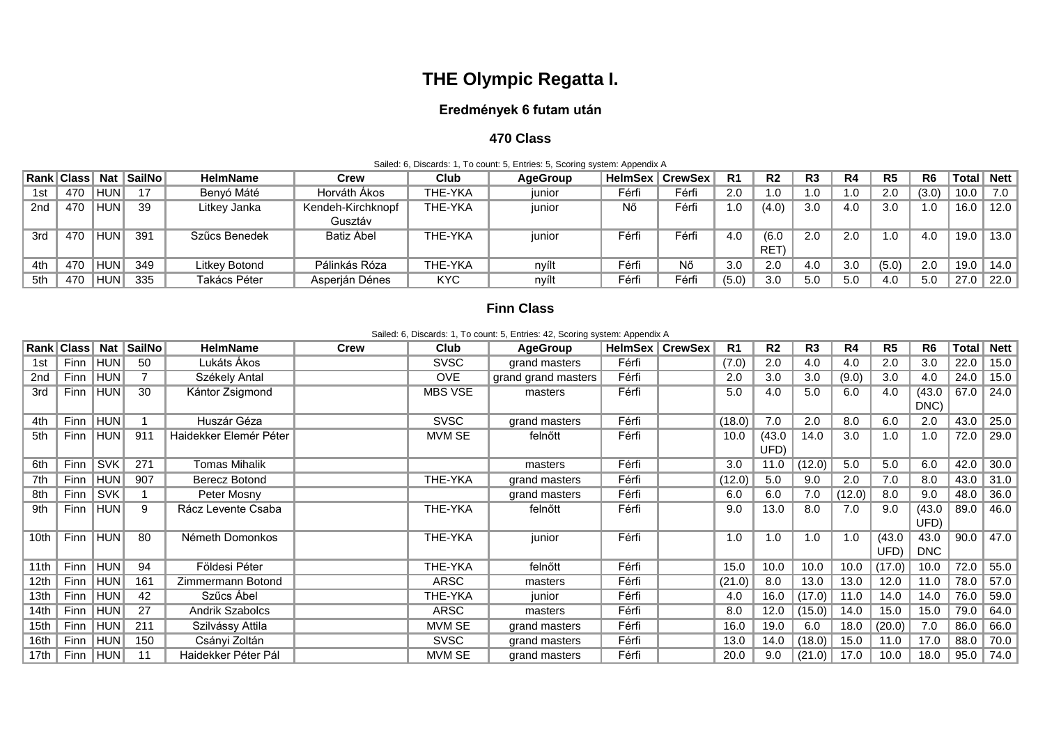# THE Olympic Regatta I.

### Eredmények 6 futam után

### 470 Class

Sailed: 6, Discards: 1, To count: 5, Entries: 5, Scoring system: Appendix A

| Rank | Class | Nat | SailNo | HelmName | Crew | Club | AgeGroup | HelmSex | CrewSex | R1 | R2 | R3 | R4 | R5 | R6 | Total | Nett |
|---|---|---|---|---|---|---|---|---|---|---|---|---|---|---|---|---|---|
| 1st | 470 | HUN | 17 | Benyó Máté | Horváth Ákos | THE-YKA | junior | Férfi | Férfi | 2.0 | 1.0 | 1.0 | 1.0 | 2.0 | (3.0) | 10.0 | 7.0 |
| 2nd | 470 | HUN | 39 | Litkey Janka | Kendeh-Kirchknopf Gusztáv | THE-YKA | junior | Nő | Férfi | 1.0 | (4.0) | 3.0 | 4.0 | 3.0 | 1.0 | 16.0 | 12.0 |
| 3rd | 470 | HUN | 391 | Szűcs Benedek | Batiz Ábel | THE-YKA | junior | Férfi | Férfi | 4.0 | (6.0 RET) | 2.0 | 2.0 | 1.0 | 4.0 | 19.0 | 13.0 |
| 4th | 470 | HUN | 349 | Litkey Botond | Pálinkás Róza | THE-YKA | nyílt | Férfi | Nő | 3.0 | 2.0 | 4.0 | 3.0 | (5.0) | 2.0 | 19.0 | 14.0 |
| 5th | 470 | HUN | 335 | Takács Péter | Asperján Dénes | KYC | nyílt | Férfi | Férfi | (5.0) | 3.0 | 5.0 | 5.0 | 4.0 | 5.0 | 27.0 | 22.0 |

### Finn Class

Sailed: 6, Discards: 1, To count: 5, Entries: 42, Scoring system: Appendix A

| Rank | Class | Nat | SailNo | HelmName | Crew | Club | AgeGroup | HelmSex | CrewSex | R1 | R2 | R3 | R4 | R5 | R6 | Total | Nett |
|---|---|---|---|---|---|---|---|---|---|---|---|---|---|---|---|---|---|
| 1st | Finn | HUN | 50 | Lukáts Ákos | | SVSC | grand masters | Férfi | | (7.0) | 2.0 | 4.0 | 4.0 | 2.0 | 3.0 | 22.0 | 15.0 |
| 2nd | Finn | HUN | 7 | Székely Antal | | OVE | grand grand masters | Férfi | | 2.0 | 3.0 | 3.0 | (9.0) | 3.0 | 4.0 | 24.0 | 15.0 |
| 3rd | Finn | HUN | 30 | Kántor Zsigmond | | MBS VSE | masters | Férfi | | 5.0 | 4.0 | 5.0 | 6.0 | 4.0 | (43.0 DNC) | 67.0 | 24.0 |
| 4th | Finn | HUN | 1 | Huszár Géza | | SVSC | grand masters | Férfi | | (18.0) | 7.0 | 2.0 | 8.0 | 6.0 | 2.0 | 43.0 | 25.0 |
| 5th | Finn | HUN | 911 | Haidekker Elemér Péter | | MVM SE | felnőtt | Férfi | | 10.0 | (43.0 UFD) | 14.0 | 3.0 | 1.0 | 1.0 | 72.0 | 29.0 |
| 6th | Finn | SVK | 271 | Tomas Mihalik | | | masters | Férfi | | 3.0 | 11.0 | (12.0) | 5.0 | 5.0 | 6.0 | 42.0 | 30.0 |
| 7th | Finn | HUN | 907 | Berecz Botond | | THE-YKA | grand masters | Férfi | | (12.0) | 5.0 | 9.0 | 2.0 | 7.0 | 8.0 | 43.0 | 31.0 |
| 8th | Finn | SVK | 1 | Peter Mosny | | | grand masters | Férfi | | 6.0 | 6.0 | 7.0 | (12.0) | 8.0 | 9.0 | 48.0 | 36.0 |
| 9th | Finn | HUN | 9 | Rácz Levente Csaba | | THE-YKA | felnőtt | Férfi | | 9.0 | 13.0 | 8.0 | 7.0 | 9.0 | (43.0 UFD) | 89.0 | 46.0 |
| 10th | Finn | HUN | 80 | Németh Domonkos | | THE-YKA | junior | Férfi | | 1.0 | 1.0 | 1.0 | 1.0 | (43.0 UFD) | 43.0 DNC | 90.0 | 47.0 |
| 11th | Finn | HUN | 94 | Földesi Péter | | THE-YKA | felnőtt | Férfi | | 15.0 | 10.0 | 10.0 | 10.0 | (17.0) | 10.0 | 72.0 | 55.0 |
| 12th | Finn | HUN | 161 | Zimmermann Botond | | ARSC | masters | Férfi | | (21.0) | 8.0 | 13.0 | 13.0 | 12.0 | 11.0 | 78.0 | 57.0 |
| 13th | Finn | HUN | 42 | Szűcs Ábel | | THE-YKA | junior | Férfi | | 4.0 | 16.0 | (17.0) | 11.0 | 14.0 | 14.0 | 76.0 | 59.0 |
| 14th | Finn | HUN | 27 | Andrik Szabolcs | | ARSC | masters | Férfi | | 8.0 | 12.0 | (15.0) | 14.0 | 15.0 | 15.0 | 79.0 | 64.0 |
| 15th | Finn | HUN | 211 | Szilvássy Attila | | MVM SE | grand masters | Férfi | | 16.0 | 19.0 | 6.0 | 18.0 | (20.0) | 7.0 | 86.0 | 66.0 |
| 16th | Finn | HUN | 150 | Csányi Zoltán | | SVSC | grand masters | Férfi | | 13.0 | 14.0 | (18.0) | 15.0 | 11.0 | 17.0 | 88.0 | 70.0 |
| 17th | Finn | HUN | 11 | Haidekker Péter Pál | | MVM SE | grand masters | Férfi | | 20.0 | 9.0 | (21.0) | 17.0 | 10.0 | 18.0 | 95.0 | 74.0 |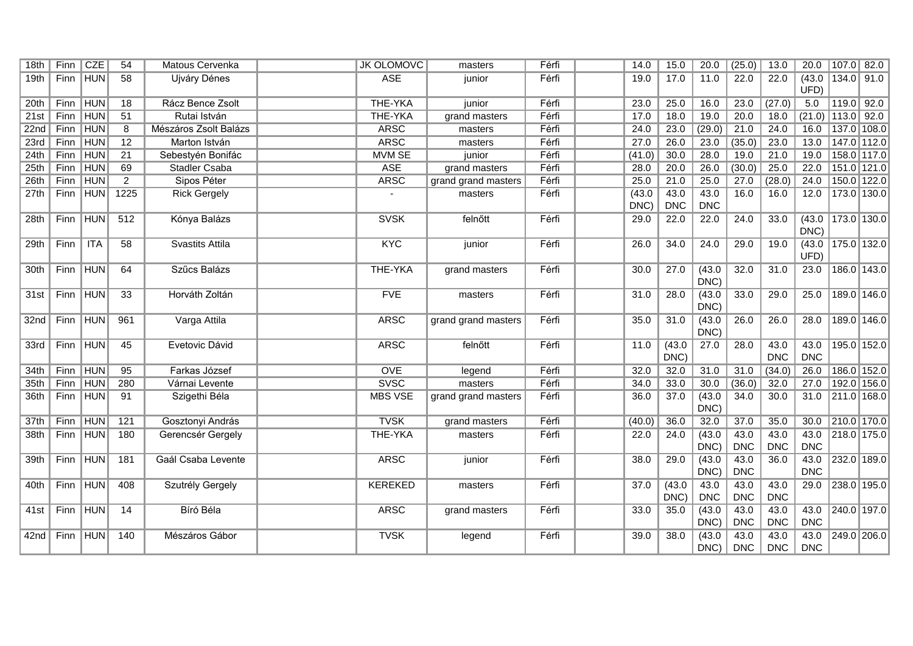| 18th | Finn | CZE | 54 | Matous Cervenka | | JK OLOMOVC | masters | Férfi | | 14.0 | 15.0 | 20.0 | (25.0) | 13.0 | 20.0 | 107.0 | 82.0 |
|---|---|---|---|---|---|---|---|---|---|---|---|---|---|---|---|---|---|
| 19th | Finn | HUN | 58 | Ujváry Dénes | | ASE | junior | Férfi | | 19.0 | 17.0 | 11.0 | 22.0 | 22.0 | (43.0 UFD) | 134.0 | 91.0 |
| 20th | Finn | HUN | 18 | Rácz Bence Zsolt | | THE-YKA | junior | Férfi | | 23.0 | 25.0 | 16.0 | 23.0 | (27.0) | 5.0 | 119.0 | 92.0 |
| 21st | Finn | HUN | 51 | Rutai István | | THE-YKA | grand masters | Férfi | | 17.0 | 18.0 | 19.0 | 20.0 | 18.0 | (21.0) | 113.0 | 92.0 |
| 22nd | Finn | HUN | 8 | Mészáros Zsolt Balázs | | ARSC | masters | Férfi | | 24.0 | 23.0 | (29.0) | 21.0 | 24.0 | 16.0 | 137.0 | 108.0 |
| 23rd | Finn | HUN | 12 | Marton István | | ARSC | masters | Férfi | | 27.0 | 26.0 | 23.0 | (35.0) | 23.0 | 13.0 | 147.0 | 112.0 |
| 24th | Finn | HUN | 21 | Sebestyén Bonifác | | MVM SE | junior | Férfi | | (41.0) | 30.0 | 28.0 | 19.0 | 21.0 | 19.0 | 158.0 | 117.0 |
| 25th | Finn | HUN | 69 | Stadler Csaba | | ASE | grand masters | Férfi | | 28.0 | 20.0 | 26.0 | (30.0) | 25.0 | 22.0 | 151.0 | 121.0 |
| 26th | Finn | HUN | 2 | Sipos Péter | | ARSC | grand grand masters | Férfi | | 25.0 | 21.0 | 25.0 | 27.0 | (28.0) | 24.0 | 150.0 | 122.0 |
| 27th | Finn | HUN | 1225 | Rick Gergely | | - | masters | Férfi | | (43.0 DNC) | 43.0 DNC | 43.0 DNC | 16.0 | 16.0 | 12.0 | 173.0 | 130.0 |
| 28th | Finn | HUN | 512 | Kónya Balázs | | SVSK | felnőtt | Férfi | | 29.0 | 22.0 | 22.0 | 24.0 | 33.0 | (43.0 DNC) | 173.0 | 130.0 |
| 29th | Finn | ITA | 58 | Svastits Attila | | KYC | junior | Férfi | | 26.0 | 34.0 | 24.0 | 29.0 | 19.0 | (43.0 UFD) | 175.0 | 132.0 |
| 30th | Finn | HUN | 64 | Szűcs Balázs | | THE-YKA | grand masters | Férfi | | 30.0 | 27.0 | (43.0 DNC) | 32.0 | 31.0 | 23.0 | 186.0 | 143.0 |
| 31st | Finn | HUN | 33 | Horváth Zoltán | | FVE | masters | Férfi | | 31.0 | 28.0 | (43.0 DNC) | 33.0 | 29.0 | 25.0 | 189.0 | 146.0 |
| 32nd | Finn | HUN | 961 | Varga Attila | | ARSC | grand grand masters | Férfi | | 35.0 | 31.0 | (43.0 DNC) | 26.0 | 26.0 | 28.0 | 189.0 | 146.0 |
| 33rd | Finn | HUN | 45 | Evetovic Dávid | | ARSC | felnőtt | Férfi | | 11.0 | (43.0 DNC) | 27.0 | 28.0 | 43.0 DNC | 43.0 DNC | 195.0 | 152.0 |
| 34th | Finn | HUN | 95 | Farkas József | | OVE | legend | Férfi | | 32.0 | 32.0 | 31.0 | 31.0 | (34.0) | 26.0 | 186.0 | 152.0 |
| 35th | Finn | HUN | 280 | Várnai Levente | | SVSC | masters | Férfi | | 34.0 | 33.0 | 30.0 | (36.0) | 32.0 | 27.0 | 192.0 | 156.0 |
| 36th | Finn | HUN | 91 | Szigethi Béla | | MBS VSE | grand grand masters | Férfi | | 36.0 | 37.0 | (43.0 DNC) | 34.0 | 30.0 | 31.0 | 211.0 | 168.0 |
| 37th | Finn | HUN | 121 | Gosztonyi András | | TVSK | grand masters | Férfi | | (40.0) | 36.0 | 32.0 | 37.0 | 35.0 | 30.0 | 210.0 | 170.0 |
| 38th | Finn | HUN | 180 | Gerencsér Gergely | | THE-YKA | masters | Férfi | | 22.0 | 24.0 | (43.0 DNC) | 43.0 DNC | 43.0 DNC | 43.0 DNC | 218.0 | 175.0 |
| 39th | Finn | HUN | 181 | Gaál Csaba Levente | | ARSC | junior | Férfi | | 38.0 | 29.0 | (43.0 DNC) | 43.0 DNC | 36.0 | 43.0 DNC | 232.0 | 189.0 |
| 40th | Finn | HUN | 408 | Szutrély Gergely | | KEREKED | masters | Férfi | | 37.0 | (43.0 DNC) | 43.0 DNC | 43.0 DNC | 43.0 DNC | 29.0 | 238.0 | 195.0 |
| 41st | Finn | HUN | 14 | Bíró Béla | | ARSC | grand masters | Férfi | | 33.0 | 35.0 | (43.0 DNC) | 43.0 DNC | 43.0 DNC | 43.0 DNC | 240.0 | 197.0 |
| 42nd | Finn | HUN | 140 | Mészáros Gábor | | TVSK | legend | Férfi | | 39.0 | 38.0 | (43.0 DNC) | 43.0 DNC | 43.0 DNC | 43.0 DNC | 249.0 | 206.0 |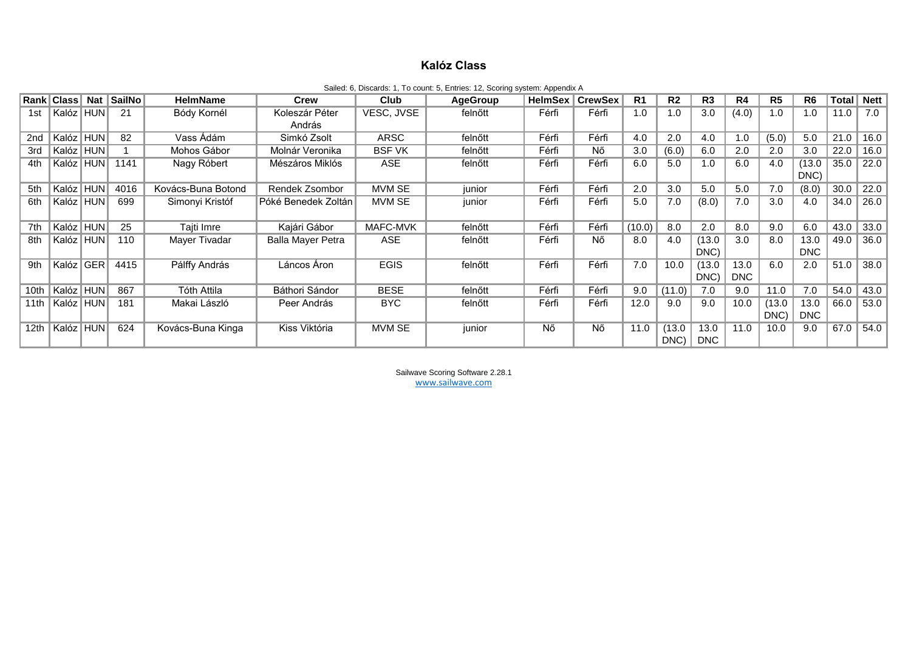# Kalóz Class

Sailed: 6, Discards: 1, To count: 5, Entries: 12, Scoring system: Appendix A

| Rank | Class | Nat | SailNo | HelmName | Crew | Club | AgeGroup | HelmSex | CrewSex | R1 | R2 | R3 | R4 | R5 | R6 | Total | Nett |
|---|---|---|---|---|---|---|---|---|---|---|---|---|---|---|---|---|---|
| 1st | Kalóz | HUN | 21 | Bódy Kornél | Koleszár Péter András | VESC, JVSE | felnőtt | Férfi | Férfi | 1.0 | 1.0 | 3.0 | (4.0) | 1.0 | 1.0 | 11.0 | 7.0 |
| 2nd | Kalóz | HUN | 82 | Vass Ádám | Simkó Zsolt | ARSC | felnőtt | Férfi | Férfi | 4.0 | 2.0 | 4.0 | 1.0 | (5.0) | 5.0 | 21.0 | 16.0 |
| 3rd | Kalóz | HUN | 1 | Mohos Gábor | Molnár Veronika | BSF VK | felnőtt | Férfi | Nő | 3.0 | (6.0) | 6.0 | 2.0 | 2.0 | 3.0 | 22.0 | 16.0 |
| 4th | Kalóz | HUN | 1141 | Nagy Róbert | Mészáros Miklós | ASE | felnőtt | Férfi | Férfi | 6.0 | 5.0 | 1.0 | 6.0 | 4.0 | (13.0 DNC) | 35.0 | 22.0 |
| 5th | Kalóz | HUN | 4016 | Kovács-Buna Botond | Rendek Zsombor | MVM SE | junior | Férfi | Férfi | 2.0 | 3.0 | 5.0 | 5.0 | 7.0 | (8.0) | 30.0 | 22.0 |
| 6th | Kalóz | HUN | 699 | Simonyi Kristóf | Póké Benedek Zoltán | MVM SE | junior | Férfi | Férfi | 5.0 | 7.0 | (8.0) | 7.0 | 3.0 | 4.0 | 34.0 | 26.0 |
| 7th | Kalóz | HUN | 25 | Tajti Imre | Kajári Gábor | MAFC-MVK | felnőtt | Férfi | Férfi | (10.0) | 8.0 | 2.0 | 8.0 | 9.0 | 6.0 | 43.0 | 33.0 |
| 8th | Kalóz | HUN | 110 | Mayer Tivadar | Balla Mayer Petra | ASE | felnőtt | Férfi | Nő | 8.0 | 4.0 | (13.0 DNC) | 3.0 | 8.0 | 13.0 DNC | 49.0 | 36.0 |
| 9th | Kalóz | GER | 4415 | Pálffy András | Láncos Áron | EGIS | felnőtt | Férfi | Férfi | 7.0 | 10.0 | (13.0 DNC) | 13.0 DNC | 6.0 | 2.0 | 51.0 | 38.0 |
| 10th | Kalóz | HUN | 867 | Tóth Attila | Báthori Sándor | BESE | felnőtt | Férfi | Férfi | 9.0 | (11.0) | 7.0 | 9.0 | 11.0 | 7.0 | 54.0 | 43.0 |
| 11th | Kalóz | HUN | 181 | Makai László | Peer András | BYC | felnőtt | Férfi | Férfi | 12.0 | 9.0 | 9.0 | 10.0 | (13.0 DNC) | 13.0 DNC | 66.0 | 53.0 |
| 12th | Kalóz | HUN | 624 | Kovács-Buna Kinga | Kiss Viktória | MVM SE | junior | Nő | Nő | 11.0 | (13.0 DNC) | 13.0 DNC | 11.0 | 10.0 | 9.0 | 67.0 | 54.0 |

Sailwave Scoring Software 2.28.1
www.sailwave.com